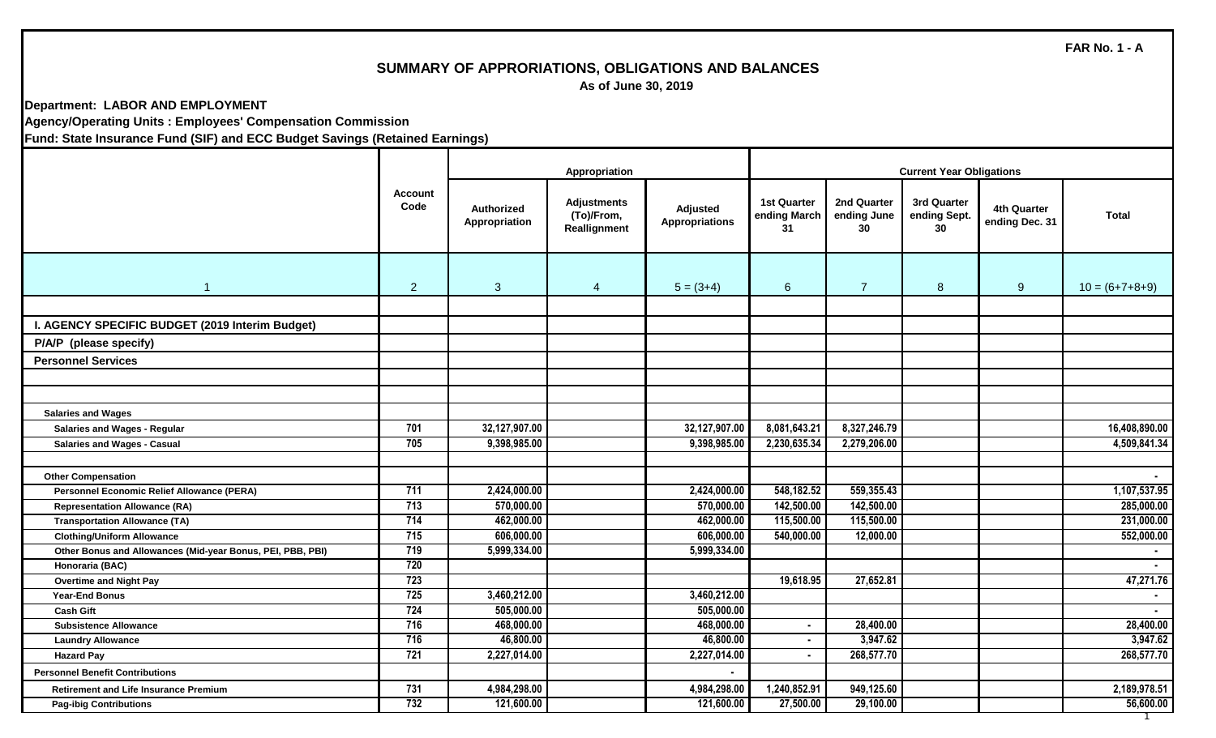FAR No. 1 - A

# SUMMARY OF APPRORIATIONS, OBLIGATIONS AND BALANCES

**As of June 30, 2019**

**Department: LABOR AND EMPLOYMENT**

**Agency/Operating Units : Employees' Compensation Commission**

**Fund: State Insurance Fund (SIF) and ECC Budget Savings (Retained Earnings)**

| | Account Code | Appropriation | | | Current Year Obligations | | | | |
|---|---|---|---|---|---|---|---|---|---|
| | | Authorized Appropriation | Adjustments (To)/From, Reallignment | Adjusted Appropriations | 1st Quarter ending March 31 | 2nd Quarter ending June 30 | 3rd Quarter ending Sept. 30 | 4th Quarter ending Dec. 31 | Total |
| 1 | 2 | 3 | 4 | 5 = (3+4) | 6 | 7 | 8 | 9 | 10 = (6+7+8+9) |
| **I. AGENCY SPECIFIC BUDGET (2019 Interim Budget)** | | | | | | | | | |
| **P/A/P (please specify)** | | | | | | | | | |
| **Personnel Services** | | | | | | | | | |
| **Salaries and Wages** | | | | | | | | | |
| Salaries and Wages - Regular | 701 | 32,127,907.00 | | 32,127,907.00 | 8,081,643.21 | 8,327,246.79 | | | 16,408,890.00 |
| Salaries and Wages - Casual | 705 | 9,398,985.00 | | 9,398,985.00 | 2,230,635.34 | 2,279,206.00 | | | 4,509,841.34 |
| **Other Compensation** | | | | | | | | | - |
| Personnel Economic Relief Allowance (PERA) | 711 | 2,424,000.00 | | 2,424,000.00 | 548,182.52 | 559,355.43 | | | 1,107,537.95 |
| Representation Allowance (RA) | 713 | 570,000.00 | | 570,000.00 | 142,500.00 | 142,500.00 | | | 285,000.00 |
| Transportation Allowance (TA) | 714 | 462,000.00 | | 462,000.00 | 115,500.00 | 115,500.00 | | | 231,000.00 |
| Clothing/Uniform Allowance | 715 | 606,000.00 | | 606,000.00 | 540,000.00 | 12,000.00 | | | 552,000.00 |
| Other Bonus and Allowances (Mid-year Bonus, PEI, PBB, PBI) | 719 | 5,999,334.00 | | 5,999,334.00 | | | | | - |
| Honoraria (BAC) | 720 | | | | | | | | - |
| Overtime and Night Pay | 723 | | | | 19,618.95 | 27,652.81 | | | 47,271.76 |
| Year-End Bonus | 725 | 3,460,212.00 | | 3,460,212.00 | | | | | - |
| Cash Gift | 724 | 505,000.00 | | 505,000.00 | | | | | - |
| Subsistence Allowance | 716 | 468,000.00 | | 468,000.00 | - | 28,400.00 | | | 28,400.00 |
| Laundry Allowance | 716 | 46,800.00 | | 46,800.00 | - | 3,947.62 | | | 3,947.62 |
| Hazard Pay | 721 | 2,227,014.00 | | 2,227,014.00 | - | 268,577.70 | | | 268,577.70 |
| **Personnel Benefit Contributions** | | | | - | | | | | |
| Retirement and Life Insurance Premium | 731 | 4,984,298.00 | | 4,984,298.00 | 1,240,852.91 | 949,125.60 | | | 2,189,978.51 |
| Pag-ibig Contributions | 732 | 121,600.00 | | 121,600.00 | 27,500.00 | 29,100.00 | | | 56,600.00 |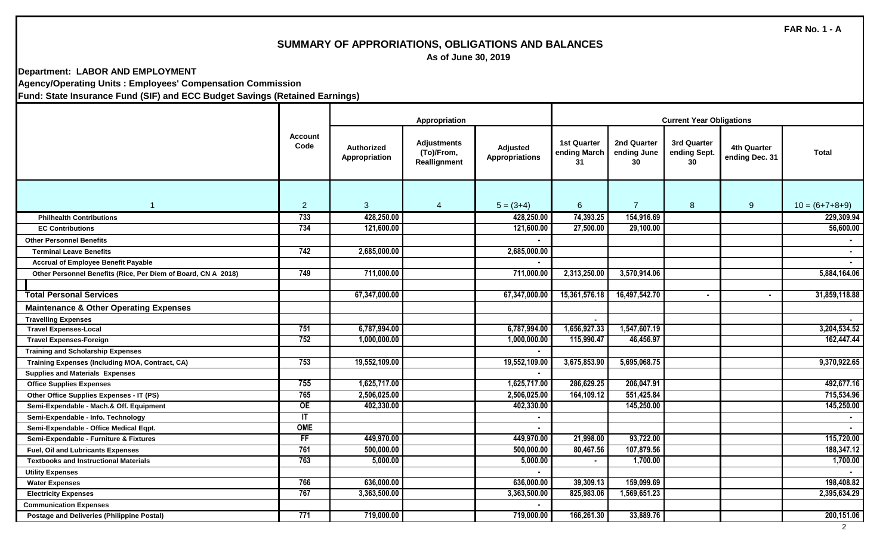FAR No. 1 - A

# SUMMARY OF APPRORIATIONS, OBLIGATIONS AND BALANCES

As of June 30, 2019

**Department: LABOR AND EMPLOYMENT**

**Agency/Operating Units : Employees' Compensation Commission**

**Fund: State Insurance Fund (SIF) and ECC Budget Savings (Retained Earnings)**

| | Account Code | Appropriation | | | Current Year Obligations | | | | |
|---|---|---|---|---|---|---|---|---|---|
| | | Authorized Appropriation | Adjustments (To)/From, Reallignment | Adjusted Appropriations | 1st Quarter ending March 31 | 2nd Quarter ending June 30 | 3rd Quarter ending Sept. 30 | 4th Quarter ending Dec. 31 | Total |
| 1 | 2 | 3 | 4 | 5 = (3+4) | 6 | 7 | 8 | 9 | 10 = (6+7+8+9) |
| **Philhealth Contributions** | 733 | 428,250.00 | | 428,250.00 | 74,393.25 | 154,916.69 | | | 229,309.94 |
| **EC Contributions** | 734 | 121,600.00 | | 121,600.00 | 27,500.00 | 29,100.00 | | | 56,600.00 |
| **Other Personnel Benefits** | | | | - | | | | | - |
| **Terminal Leave Benefits** | 742 | 2,685,000.00 | | 2,685,000.00 | | | | | - |
| **Accrual of Employee Benefit Payable** | | | | - | | | | | - |
| **Other Personnel Benefits (Rice, Per Diem of Board, CN A 2018)** | 749 | 711,000.00 | | 711,000.00 | 2,313,250.00 | 3,570,914.06 | | | 5,884,164.06 |
| | | | | | | | | | |
| **Total Personal Services** | | 67,347,000.00 | | 67,347,000.00 | 15,361,576.18 | 16,497,542.70 | - | - | 31,859,118.88 |
| **Maintenance & Other Operating Expenses** | | | | | | | | | |
| **Travelling Expenses** | | | | | - | | | | - |
| **Travel Expenses-Local** | 751 | 6,787,994.00 | | 6,787,994.00 | 1,656,927.33 | 1,547,607.19 | | | 3,204,534.52 |
| **Travel Expenses-Foreign** | 752 | 1,000,000.00 | | 1,000,000.00 | 115,990.47 | 46,456.97 | | | 162,447.44 |
| **Training and Scholarship Expenses** | | | | - | | | | | |
| **Training Expenses (Including MOA, Contract, CA)** | 753 | 19,552,109.00 | | 19,552,109.00 | 3,675,853.90 | 5,695,068.75 | | | 9,370,922.65 |
| **Supplies and Materials Expenses** | | | | - | | | | | |
| **Office Supplies Expenses** | 755 | 1,625,717.00 | | 1,625,717.00 | 286,629.25 | 206,047.91 | | | 492,677.16 |
| **Other Office Supplies Expenses - IT (PS)** | 765 | 2,506,025.00 | | 2,506,025.00 | 164,109.12 | 551,425.84 | | | 715,534.96 |
| **Semi-Expendable - Mach.& Off. Equipment** | OE | 402,330.00 | | 402,330.00 | | 145,250.00 | | | 145,250.00 |
| **Semi-Expendable - Info. Technology** | IT | | | - | | | | | - |
| **Semi-Expendable - Office Medical Eqpt.** | OME | | | - | | | | | - |
| **Semi-Expendable - Furniture & Fixtures** | FF | 449,970.00 | | 449,970.00 | 21,998.00 | 93,722.00 | | | 115,720.00 |
| **Fuel, Oil and Lubricants Expenses** | 761 | 500,000.00 | | 500,000.00 | 80,467.56 | 107,879.56 | | | 188,347.12 |
| **Textbooks and Instructional Materials** | 763 | 5,000.00 | | 5,000.00 | - | 1,700.00 | | | 1,700.00 |
| **Utility Expenses** | | | | - | | | | | - |
| **Water Expenses** | 766 | 636,000.00 | | 636,000.00 | 39,309.13 | 159,099.69 | | | 198,408.82 |
| **Electricity Expenses** | 767 | 3,363,500.00 | | 3,363,500.00 | 825,983.06 | 1,569,651.23 | | | 2,395,634.29 |
| **Communication Expenses** | | | | - | | | | | |
| **Postage and Deliveries (Philippine Postal)** | 771 | 719,000.00 | | 719,000.00 | 166,261.30 | 33,889.76 | | | 200,151.06 |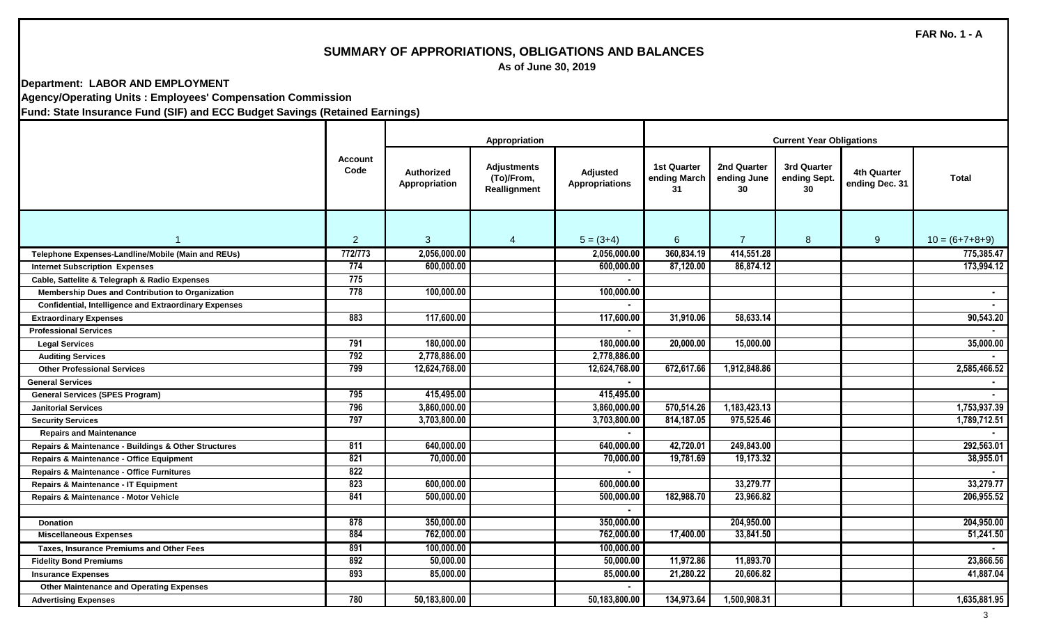**FAR No. 1 - A**

# SUMMARY OF APPRORIATIONS, OBLIGATIONS AND BALANCES

**As of June 30, 2019**

**Department: LABOR AND EMPLOYMENT**

**Agency/Operating Units : Employees' Compensation Commission**

**Fund: State Insurance Fund (SIF) and ECC Budget Savings (Retained Earnings)**

| | Account Code | Appropriation | | | Current Year Obligations | | | | |
|---|---|---|---|---|---|---|---|---|---|
| | | Authorized Appropriation | Adjustments (To)/From, Reallignment | Adjusted Appropriations | 1st Quarter ending March 31 | 2nd Quarter ending June 30 | 3rd Quarter ending Sept. 30 | 4th Quarter ending Dec. 31 | Total |
| 1 | 2 | 3 | 4 | 5 = (3+4) | 6 | 7 | 8 | 9 | 10 = (6+7+8+9) |
| Telephone Expenses-Landline/Mobile (Main and REUs) | 772/773 | 2,056,000.00 | | 2,056,000.00 | 360,834.19 | 414,551.28 | | | 775,385.47 |
| Internet Subscription Expenses | 774 | 600,000.00 | | 600,000.00 | 87,120.00 | 86,874.12 | | | 173,994.12 |
| Cable, Sattelite & Telegraph & Radio Expenses | 775 | | | - | | | | | |
| Membership Dues and Contribution to Organization | 778 | 100,000.00 | | 100,000.00 | | | | | - |
| Confidential, Intelligence and Extraordinary Expenses | | | | - | | | | | - |
| Extraordinary Expenses | 883 | 117,600.00 | | 117,600.00 | 31,910.06 | 58,633.14 | | | 90,543.20 |
| Professional Services | | | | - | | | | | - |
| Legal Services | 791 | 180,000.00 | | 180,000.00 | 20,000.00 | 15,000.00 | | | 35,000.00 |
| Auditing Services | 792 | 2,778,886.00 | | 2,778,886.00 | | | | | - |
| Other Professional Services | 799 | 12,624,768.00 | | 12,624,768.00 | 672,617.66 | 1,912,848.86 | | | 2,585,466.52 |
| General Services | | | | - | | | | | - |
| General Services (SPES Program) | 795 | 415,495.00 | | 415,495.00 | | | | | - |
| Janitorial Services | 796 | 3,860,000.00 | | 3,860,000.00 | 570,514.26 | 1,183,423.13 | | | 1,753,937.39 |
| Security Services | 797 | 3,703,800.00 | | 3,703,800.00 | 814,187.05 | 975,525.46 | | | 1,789,712.51 |
| Repairs and Maintenance | | | | - | | | | | - |
| Repairs & Maintenance - Buildings & Other Structures | 811 | 640,000.00 | | 640,000.00 | 42,720.01 | 249,843.00 | | | 292,563.01 |
| Repairs & Maintenance - Office Equipment | 821 | 70,000.00 | | 70,000.00 | 19,781.69 | 19,173.32 | | | 38,955.01 |
| Repairs & Maintenance - Office Furnitures | 822 | | | - | | | | | - |
| Repairs & Maintenance - IT Equipment | 823 | 600,000.00 | | 600,000.00 | | 33,279.77 | | | 33,279.77 |
| Repairs & Maintenance - Motor Vehicle | 841 | 500,000.00 | | 500,000.00 | 182,988.70 | 23,966.82 | | | 206,955.52 |
| | | | | - | | | | | |
| Donation | 878 | 350,000.00 | | 350,000.00 | | 204,950.00 | | | 204,950.00 |
| Miscellaneous Expenses | 884 | 762,000.00 | | 762,000.00 | 17,400.00 | 33,841.50 | | | 51,241.50 |
| Taxes, Insurance Premiums and Other Fees | 891 | 100,000.00 | | 100,000.00 | | | | | - |
| Fidelity Bond Premiums | 892 | 50,000.00 | | 50,000.00 | 11,972.86 | 11,893.70 | | | 23,866.56 |
| Insurance Expenses | 893 | 85,000.00 | | 85,000.00 | 21,280.22 | 20,606.82 | | | 41,887.04 |
| Other Maintenance and Operating Expenses | | | | - | | | | | |
| Advertising Expenses | 780 | 50,183,800.00 | | 50,183,800.00 | 134,973.64 | 1,500,908.31 | | | 1,635,881.95 |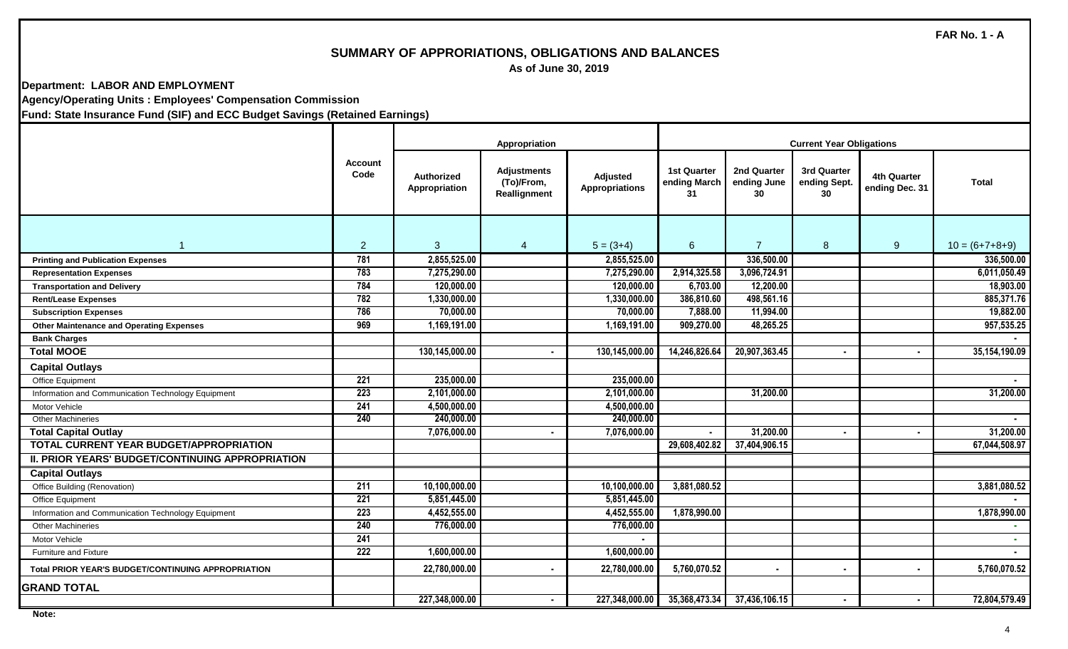FAR No. 1 - A

# SUMMARY OF APPRORIATIONS, OBLIGATIONS AND BALANCES

As of June 30, 2019

**Department: LABOR AND EMPLOYMENT**

**Agency/Operating Units : Employees' Compensation Commission**

**Fund: State Insurance Fund (SIF) and ECC Budget Savings (Retained Earnings)**

| | Account Code | Appropriation | | | Current Year Obligations | | | | |
|---|---|---|---|---|---|---|---|---|---|
| | | Authorized Appropriation | Adjustments (To)/From, Reallignment | Adjusted Appropriations | 1st Quarter ending March 31 | 2nd Quarter ending June 30 | 3rd Quarter ending Sept. 30 | 4th Quarter ending Dec. 31 | Total |
| 1 | 2 | 3 | 4 | 5 = (3+4) | 6 | 7 | 8 | 9 | 10 = (6+7+8+9) |
| **Printing and Publication Expenses** | 781 | 2,855,525.00 | | 2,855,525.00 | | 336,500.00 | | | 336,500.00 |
| **Representation Expenses** | 783 | 7,275,290.00 | | 7,275,290.00 | 2,914,325.58 | 3,096,724.91 | | | 6,011,050.49 |
| **Transportation and Delivery** | 784 | 120,000.00 | | 120,000.00 | 6,703.00 | 12,200.00 | | | 18,903.00 |
| **Rent/Lease Expenses** | 782 | 1,330,000.00 | | 1,330,000.00 | 386,810.60 | 498,561.16 | | | 885,371.76 |
| **Subscription Expenses** | 786 | 70,000.00 | | 70,000.00 | 7,888.00 | 11,994.00 | | | 19,882.00 |
| **Other Maintenance and Operating Expenses** | 969 | 1,169,191.00 | | 1,169,191.00 | 909,270.00 | 48,265.25 | | | 957,535.25 |
| **Bank Charges** | | | | | | | | | - |
| **Total MOOE** | | 130,145,000.00 | - | 130,145,000.00 | 14,246,826.64 | 20,907,363.45 | - | - | 35,154,190.09 |
| **Capital Outlays** | | | | | | | | | |
| Office Equipment | 221 | 235,000.00 | | 235,000.00 | | | | | - |
| Information and Communication Technology Equipment | 223 | 2,101,000.00 | | 2,101,000.00 | | 31,200.00 | | | 31,200.00 |
| Motor Vehicle | 241 | 4,500,000.00 | | 4,500,000.00 | | | | | |
| Other Machineries | 240 | 240,000.00 | | 240,000.00 | | | | | - |
| **Total Capital Outlay** | | 7,076,000.00 | - | 7,076,000.00 | - | 31,200.00 | - | - | 31,200.00 |
| **TOTAL CURRENT YEAR BUDGET/APPROPRIATION** | | | | | 29,608,402.82 | 37,404,906.15 | | | 67,044,508.97 |
| **II. PRIOR YEARS' BUDGET/CONTINUING APPROPRIATION** | | | | | | | | | |
| **Capital Outlays** | | | | | | | | | |
| Office Building (Renovation) | 211 | 10,100,000.00 | | 10,100,000.00 | 3,881,080.52 | | | | 3,881,080.52 |
| Office Equipment | 221 | 5,851,445.00 | | 5,851,445.00 | | | | | - |
| Information and Communication Technology Equipment | 223 | 4,452,555.00 | | 4,452,555.00 | 1,878,990.00 | | | | 1,878,990.00 |
| Other Machineries | 240 | 776,000.00 | | 776,000.00 | | | | | - |
| Motor Vehicle | 241 | | | - | | | | | - |
| Furniture and Fixture | 222 | 1,600,000.00 | | 1,600,000.00 | | | | | - |
| **Total PRIOR YEAR'S BUDGET/CONTINUING APPROPRIATION** | | 22,780,000.00 | - | 22,780,000.00 | 5,760,070.52 | - | - | - | 5,760,070.52 |
| **GRAND TOTAL** | | | | | | | | | |
| | | 227,348,000.00 | - | 227,348,000.00 | 35,368,473.34 | 37,436,106.15 | - | - | 72,804,579.49 |

**Note:**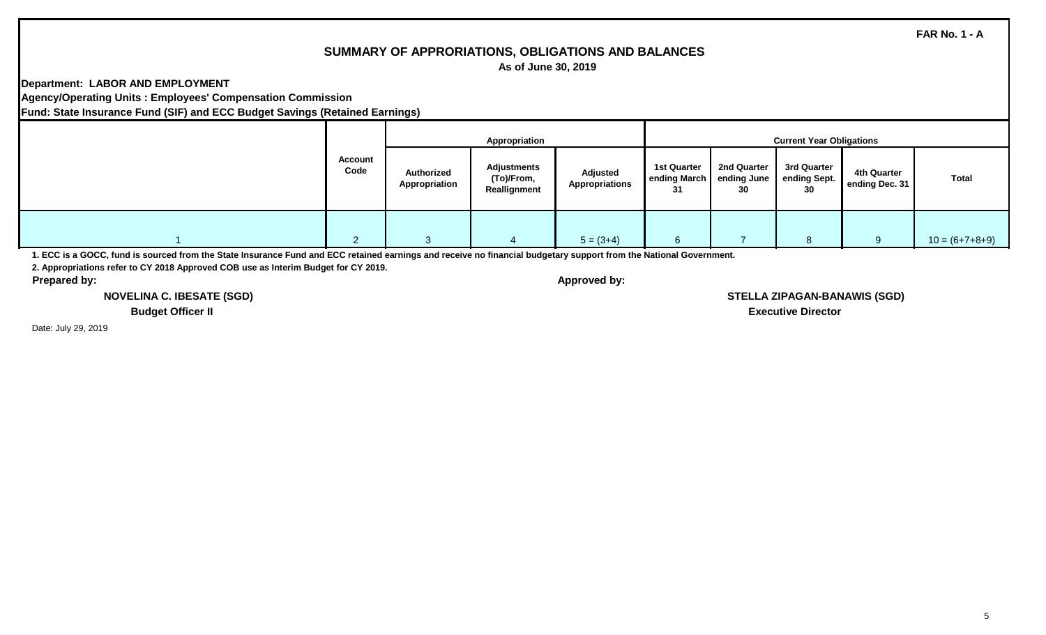FAR No. 1 - A

# SUMMARY OF APPRORIATIONS, OBLIGATIONS AND BALANCES

**As of June 30, 2019**

**Department: LABOR AND EMPLOYMENT**

**Agency/Operating Units : Employees' Compensation Commission**

**Fund: State Insurance Fund (SIF) and ECC Budget Savings (Retained Earnings)**

| | Account Code | Appropriation | | | Current Year Obligations | | | | |
|---|---|---|---|---|---|---|---|---|---|
| | | Authorized Appropriation | Adjustments (To)/From, Reallignment | Adjusted Appropriations | 1st Quarter ending March 31 | 2nd Quarter ending June 30 | 3rd Quarter ending Sept. 30 | 4th Quarter ending Dec. 31 | Total |
| 1 | 2 | 3 | 4 | 5 = (3+4) | 6 | 7 | 8 | 9 | 10 = (6+7+8+9) |

**1. ECC is a GOCC, fund is sourced from the State Insurance Fund and ECC retained earnings and receive no financial budgetary support from the National Government.**

**2. Appropriations refer to CY 2018 Approved COB use as Interim Budget for CY 2019.**

**Prepared by:**

**NOVELINA C. IBESATE (SGD)**
**Budget Officer II**

**Approved by:**

**STELLA ZIPAGAN-BANAWIS (SGD)**
**Executive Director**

Date: July 29, 2019